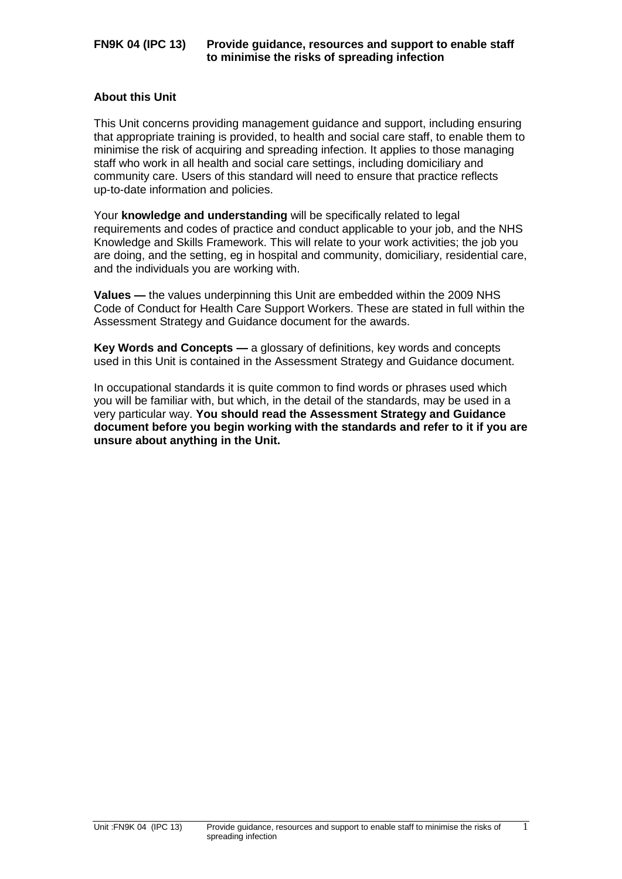# FN9K 04 (IPC 13) Provide guidance, resources and support to enable staff to minimise the risks of spreading infection

## About this Unit

This Unit concerns providing management guidance and support, including ensuring that appropriate training is provided, to health and social care staff, to enable them to minimise the risk of acquiring and spreading infection. It applies to those managing staff who work in all health and social care settings, including domiciliary and community care. Users of this standard will need to ensure that practice reflects up-to-date information and policies.

Your **knowledge and understanding** will be specifically related to legal requirements and codes of practice and conduct applicable to your job, and the NHS Knowledge and Skills Framework. This will relate to your work activities; the job you are doing, and the setting, eg in hospital and community, domiciliary, residential care, and the individuals you are working with.

**Values —** the values underpinning this Unit are embedded within the 2009 NHS Code of Conduct for Health Care Support Workers. These are stated in full within the Assessment Strategy and Guidance document for the awards.

**Key Words and Concepts —** a glossary of definitions, key words and concepts used in this Unit is contained in the Assessment Strategy and Guidance document.

In occupational standards it is quite common to find words or phrases used which you will be familiar with, but which, in the detail of the standards, may be used in a very particular way. **You should read the Assessment Strategy and Guidance document before you begin working with the standards and refer to it if you are unsure about anything in the Unit.**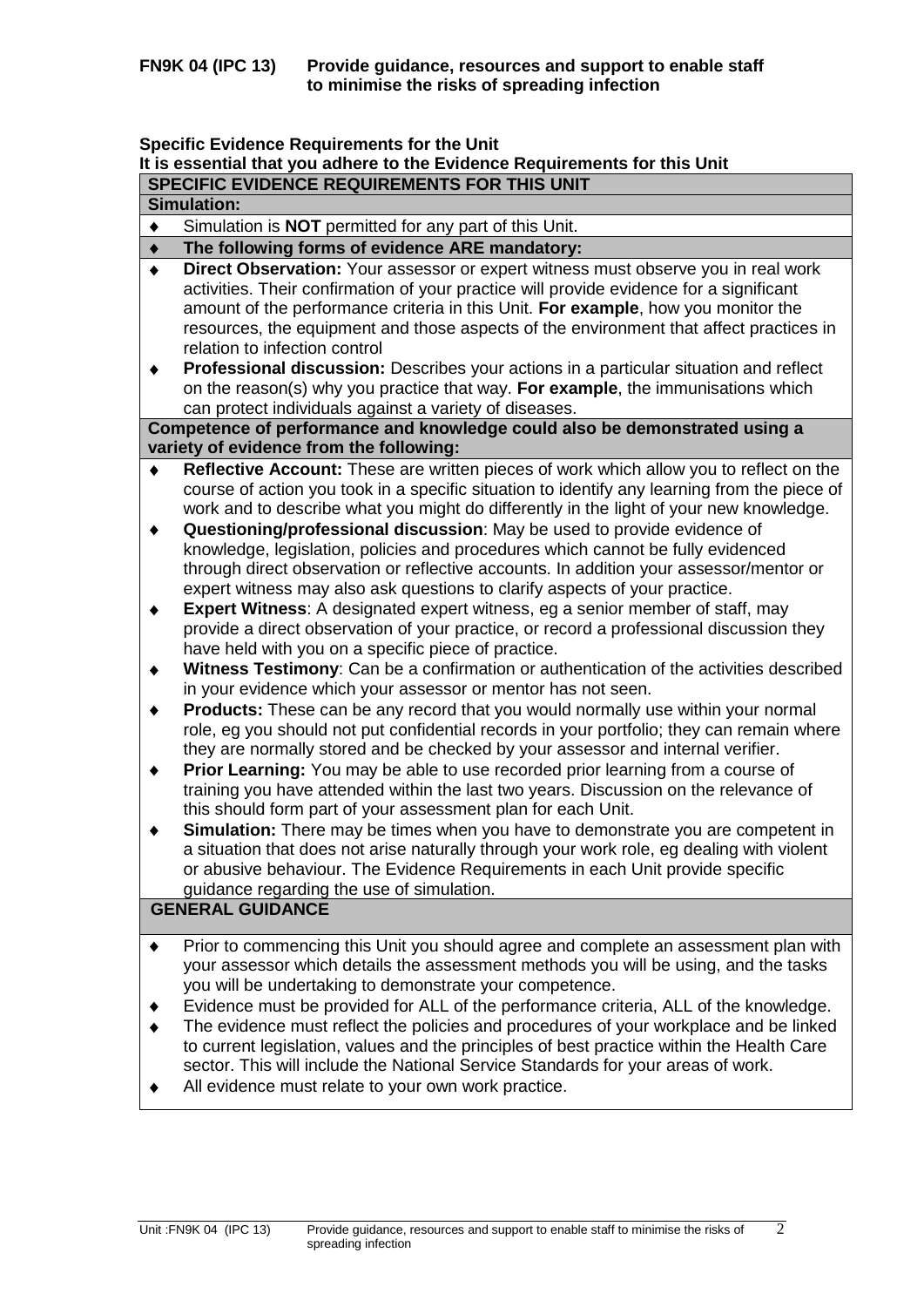**FN9K 04 (IPC 13) Provide guidance, resources and support to enable staff to minimise the risks of spreading infection**

**Specific Evidence Requirements for the Unit**

**It is essential that you adhere to the Evidence Requirements for this Unit**

**SPECIFIC EVIDENCE REQUIREMENTS FOR THIS UNIT**

**Simulation:**

- Simulation is **NOT** permitted for any part of this Unit.
- **The following forms of evidence ARE mandatory:**
- **Direct Observation:** Your assessor or expert witness must observe you in real work activities. Their confirmation of your practice will provide evidence for a significant amount of the performance criteria in this Unit. **For example**, how you monitor the resources, the equipment and those aspects of the environment that affect practices in relation to infection control
- **Professional discussion:** Describes your actions in a particular situation and reflect on the reason(s) why you practice that way. **For example**, the immunisations which can protect individuals against a variety of diseases.

**Competence of performance and knowledge could also be demonstrated using a variety of evidence from the following:**

- **Reflective Account:** These are written pieces of work which allow you to reflect on the course of action you took in a specific situation to identify any learning from the piece of work and to describe what you might do differently in the light of your new knowledge.
- **Questioning/professional discussion**: May be used to provide evidence of knowledge, legislation, policies and procedures which cannot be fully evidenced through direct observation or reflective accounts. In addition your assessor/mentor or expert witness may also ask questions to clarify aspects of your practice.
- **Expert Witness**: A designated expert witness, eg a senior member of staff, may provide a direct observation of your practice, or record a professional discussion they have held with you on a specific piece of practice.
- **Witness Testimony**: Can be a confirmation or authentication of the activities described in your evidence which your assessor or mentor has not seen.
- **Products:** These can be any record that you would normally use within your normal role, eg you should not put confidential records in your portfolio; they can remain where they are normally stored and be checked by your assessor and internal verifier.
- **Prior Learning:** You may be able to use recorded prior learning from a course of training you have attended within the last two years. Discussion on the relevance of this should form part of your assessment plan for each Unit.
- **Simulation:** There may be times when you have to demonstrate you are competent in a situation that does not arise naturally through your work role, eg dealing with violent or abusive behaviour. The Evidence Requirements in each Unit provide specific guidance regarding the use of simulation.

**GENERAL GUIDANCE**

- Prior to commencing this Unit you should agree and complete an assessment plan with your assessor which details the assessment methods you will be using, and the tasks you will be undertaking to demonstrate your competence.
- Evidence must be provided for ALL of the performance criteria, ALL of the knowledge.
- The evidence must reflect the policies and procedures of your workplace and be linked to current legislation, values and the principles of best practice within the Health Care sector. This will include the National Service Standards for your areas of work.
- All evidence must relate to your own work practice.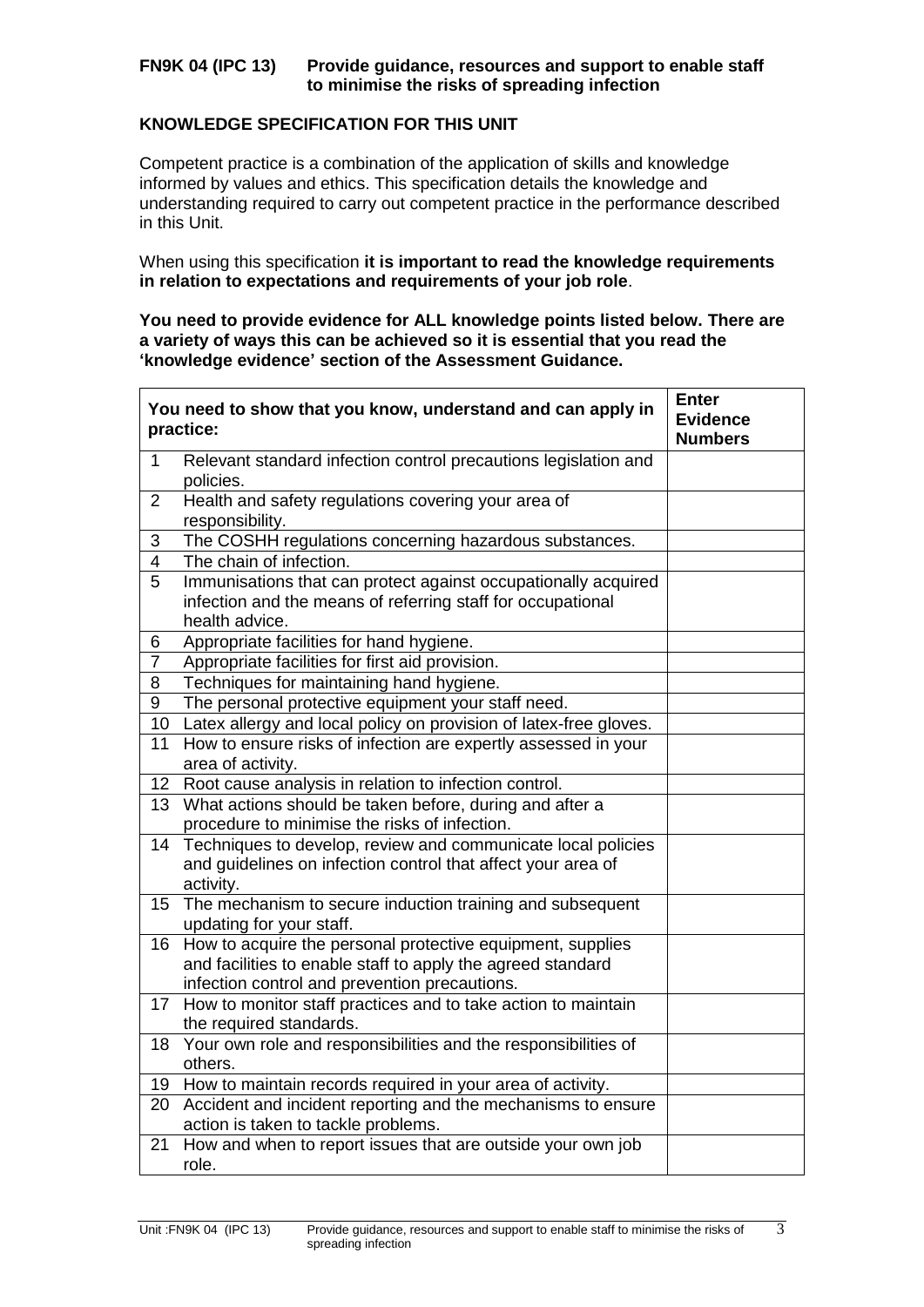**FN9K 04 (IPC 13) Provide guidance, resources and support to enable staff to minimise the risks of spreading infection**

## KNOWLEDGE SPECIFICATION FOR THIS UNIT

Competent practice is a combination of the application of skills and knowledge informed by values and ethics. This specification details the knowledge and understanding required to carry out competent practice in the performance described in this Unit.

When using this specification **it is important to read the knowledge requirements in relation to expectations and requirements of your job role**.

**You need to provide evidence for ALL knowledge points listed below. There are a variety of ways this can be achieved so it is essential that you read the 'knowledge evidence' section of the Assessment Guidance.**

| You need to show that you know, understand and can apply in practice: | | Enter Evidence Numbers |
|---|---|---|
| 1 | Relevant standard infection control precautions legislation and policies. | |
| 2 | Health and safety regulations covering your area of responsibility. | |
| 3 | The COSHH regulations concerning hazardous substances. | |
| 4 | The chain of infection. | |
| 5 | Immunisations that can protect against occupationally acquired infection and the means of referring staff for occupational health advice. | |
| 6 | Appropriate facilities for hand hygiene. | |
| 7 | Appropriate facilities for first aid provision. | |
| 8 | Techniques for maintaining hand hygiene. | |
| 9 | The personal protective equipment your staff need. | |
| 10 | Latex allergy and local policy on provision of latex-free gloves. | |
| 11 | How to ensure risks of infection are expertly assessed in your area of activity. | |
| 12 | Root cause analysis in relation to infection control. | |
| 13 | What actions should be taken before, during and after a procedure to minimise the risks of infection. | |
| 14 | Techniques to develop, review and communicate local policies and guidelines on infection control that affect your area of activity. | |
| 15 | The mechanism to secure induction training and subsequent updating for your staff. | |
| 16 | How to acquire the personal protective equipment, supplies and facilities to enable staff to apply the agreed standard infection control and prevention precautions. | |
| 17 | How to monitor staff practices and to take action to maintain the required standards. | |
| 18 | Your own role and responsibilities and the responsibilities of others. | |
| 19 | How to maintain records required in your area of activity. | |
| 20 | Accident and incident reporting and the mechanisms to ensure action is taken to tackle problems. | |
| 21 | How and when to report issues that are outside your own job role. | |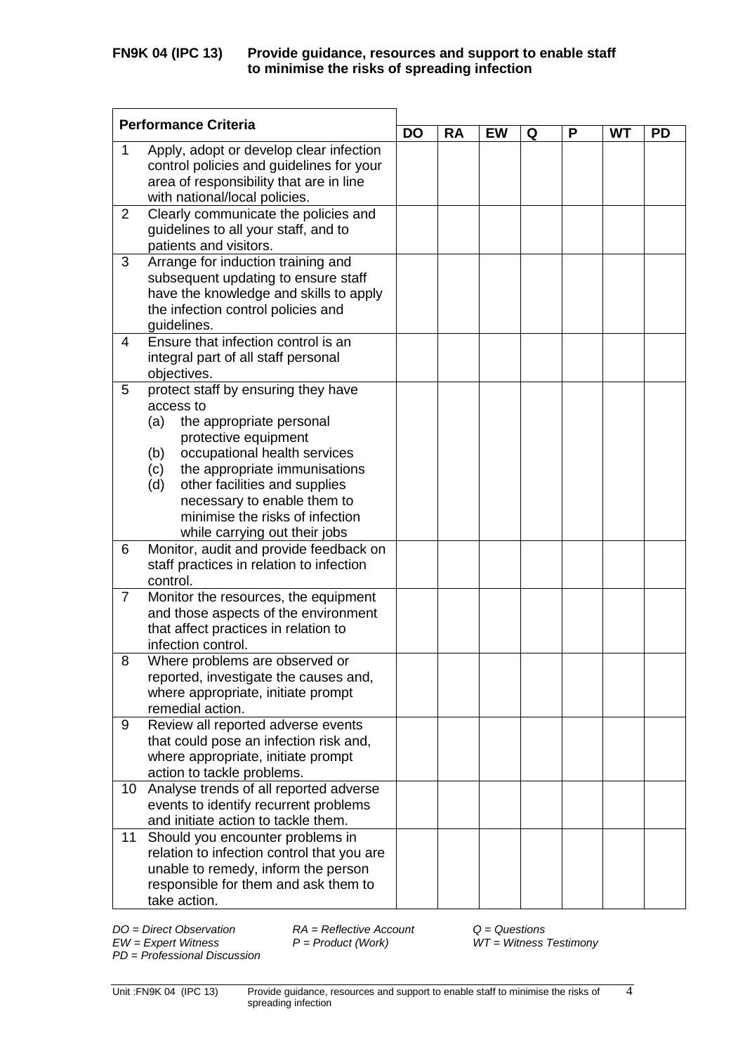**FN9K 04 (IPC 13) Provide guidance, resources and support to enable staff to minimise the risks of spreading infection**

| Performance Criteria | | DO | RA | EW | Q | P | WT | PD |
|---|---|---|---|---|---|---|---|---|
| 1 | Apply, adopt or develop clear infection control policies and guidelines for your area of responsibility that are in line with national/local policies. | | | | | | | |
| 2 | Clearly communicate the policies and guidelines to all your staff, and to patients and visitors. | | | | | | | |
| 3 | Arrange for induction training and subsequent updating to ensure staff have the knowledge and skills to apply the infection control policies and guidelines. | | | | | | | |
| 4 | Ensure that infection control is an integral part of all staff personal objectives. | | | | | | | |
| 5 | protect staff by ensuring they have access to<br>(a) the appropriate personal protective equipment<br>(b) occupational health services<br>(c) the appropriate immunisations<br>(d) other facilities and supplies necessary to enable them to minimise the risks of infection while carrying out their jobs | | | | | | | |
| 6 | Monitor, audit and provide feedback on staff practices in relation to infection control. | | | | | | | |
| 7 | Monitor the resources, the equipment and those aspects of the environment that affect practices in relation to infection control. | | | | | | | |
| 8 | Where problems are observed or reported, investigate the causes and, where appropriate, initiate prompt remedial action. | | | | | | | |
| 9 | Review all reported adverse events that could pose an infection risk and, where appropriate, initiate prompt action to tackle problems. | | | | | | | |
| 10 | Analyse trends of all reported adverse events to identify recurrent problems and initiate action to tackle them. | | | | | | | |
| 11 | Should you encounter problems in relation to infection control that you are unable to remedy, inform the person responsible for them and ask them to take action. | | | | | | | |

*DO = Direct Observation* *RA = Reflective Account* *Q = Questions*
*EW = Expert Witness* *P = Product (Work)* *WT = Witness Testimony*
*PD = Professional Discussion*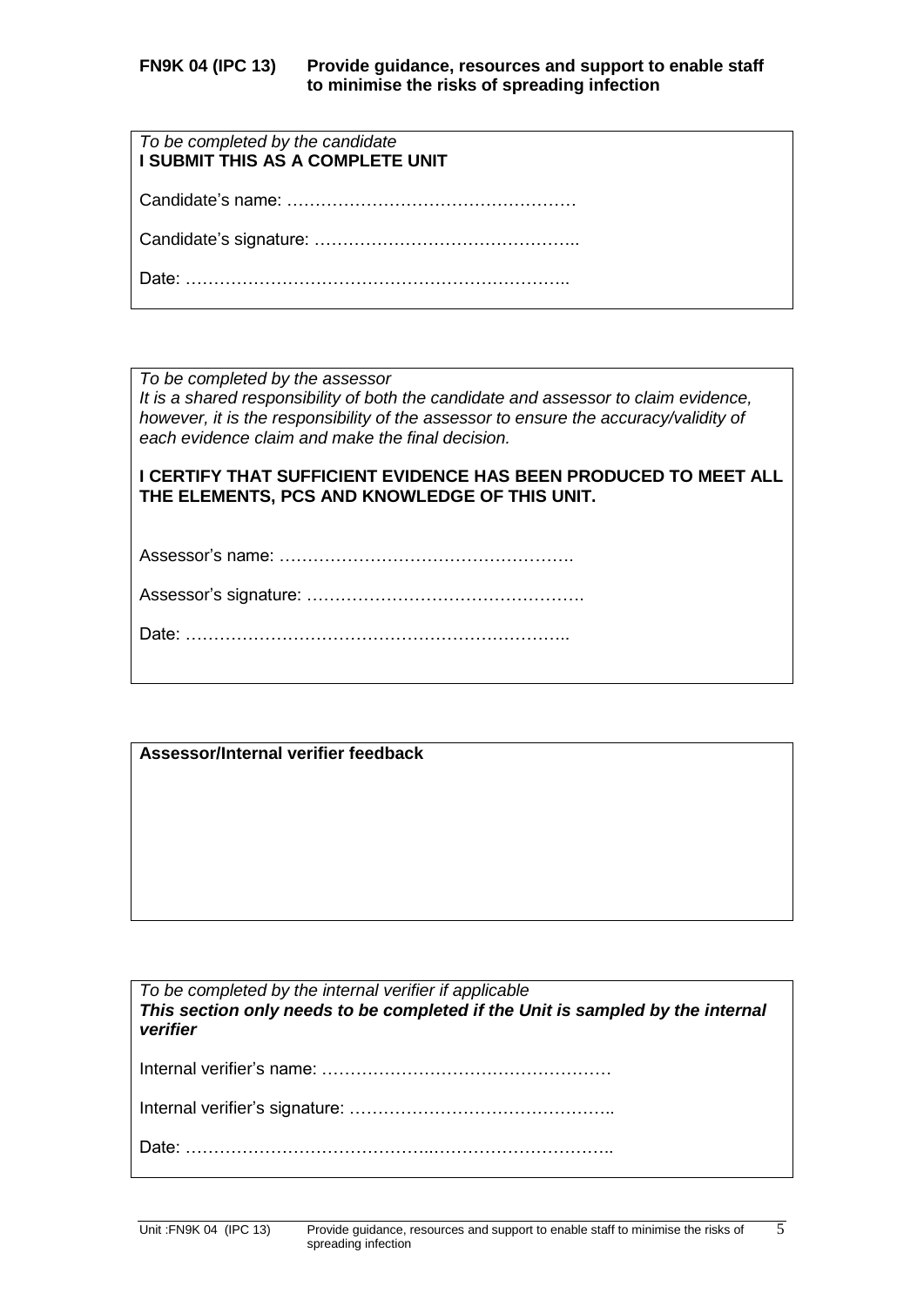**FN9K 04 (IPC 13) Provide guidance, resources and support to enable staff to minimise the risks of spreading infection**

*To be completed by the candidate*
**I SUBMIT THIS AS A COMPLETE UNIT**

Candidate's name: ……………………………………………

Candidate's signature: ………………………………………..

Date: …………………………………………………………..

*To be completed by the assessor*
*It is a shared responsibility of both the candidate and assessor to claim evidence, however, it is the responsibility of the assessor to ensure the accuracy/validity of each evidence claim and make the final decision.*

**I CERTIFY THAT SUFFICIENT EVIDENCE HAS BEEN PRODUCED TO MEET ALL THE ELEMENTS, PCS AND KNOWLEDGE OF THIS UNIT.**

Assessor's name: …………………………………………….

Assessor's signature: ………………………………………….

Date: …………………………………………………………..

**Assessor/Internal verifier feedback**

*To be completed by the internal verifier if applicable*
***This section only needs to be completed if the Unit is sampled by the internal verifier***

Internal verifier's name: ……………………………………………

Internal verifier's signature: ………………………………………..

Date: …………………………………..…………………………..